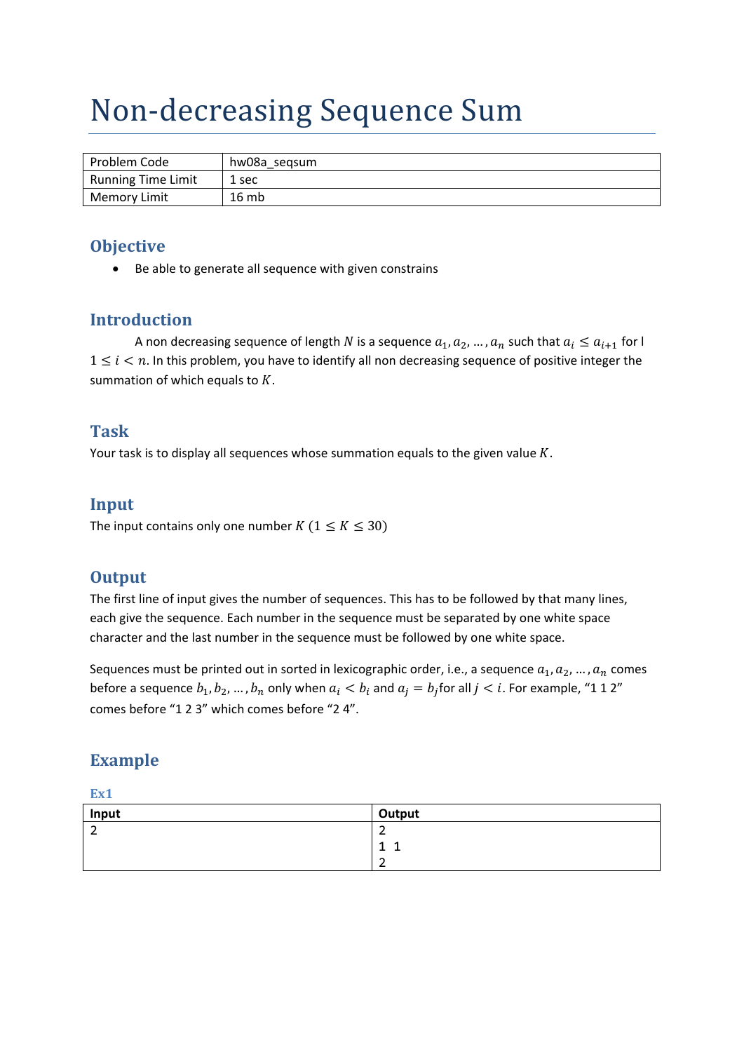# Non-decreasing Sequence Sum

| Problem Code | hw08a_seqsum |
|---|---|
| Running Time Limit | 1 sec |
| Memory Limit | 16 mb |

## Objective

- Be able to generate all sequence with given constrains

## Introduction

A non decreasing sequence of length $N$ is a sequence $a_1, a_2, \ldots, a_n$ such that $a_i \leq a_{i+1}$ for l $1 \leq i < n$. In this problem, you have to identify all non decreasing sequence of positive integer the summation of which equals to $K$.

## Task

Your task is to display all sequences whose summation equals to the given value $K$.

## Input

The input contains only one number $K$ $(1 \leq K \leq 30)$

## Output

The first line of input gives the number of sequences. This has to be followed by that many lines, each give the sequence. Each number in the sequence must be separated by one white space character and the last number in the sequence must be followed by one white space.

Sequences must be printed out in sorted in lexicographic order, i.e., a sequence $a_1, a_2, \ldots, a_n$ comes before a sequence $b_1, b_2, \ldots, b_n$ only when $a_i < b_i$ and $a_j = b_j$ for all $j < i$. For example, "1 1 2" comes before "1 2 3" which comes before "2 4".

## Example

### Ex1

| Input | Output |
|---|---|
| 2 | 2<br>1 1<br>2 |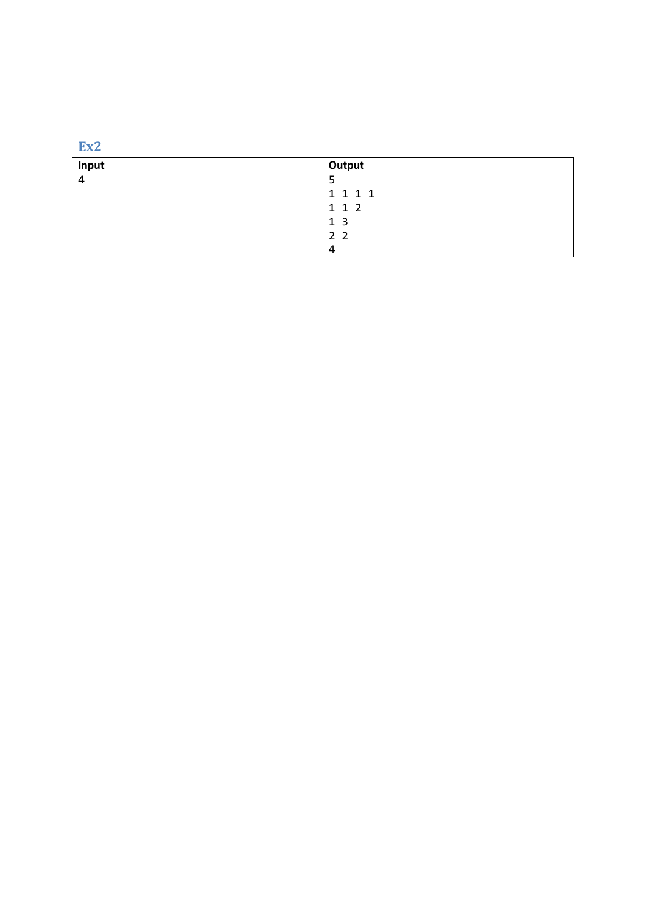## Ex2

| Input | Output |
|---|---|
| 4 | 5<br>1 1 1 1<br>1 1 2<br>1 3<br>2 2<br>4 |